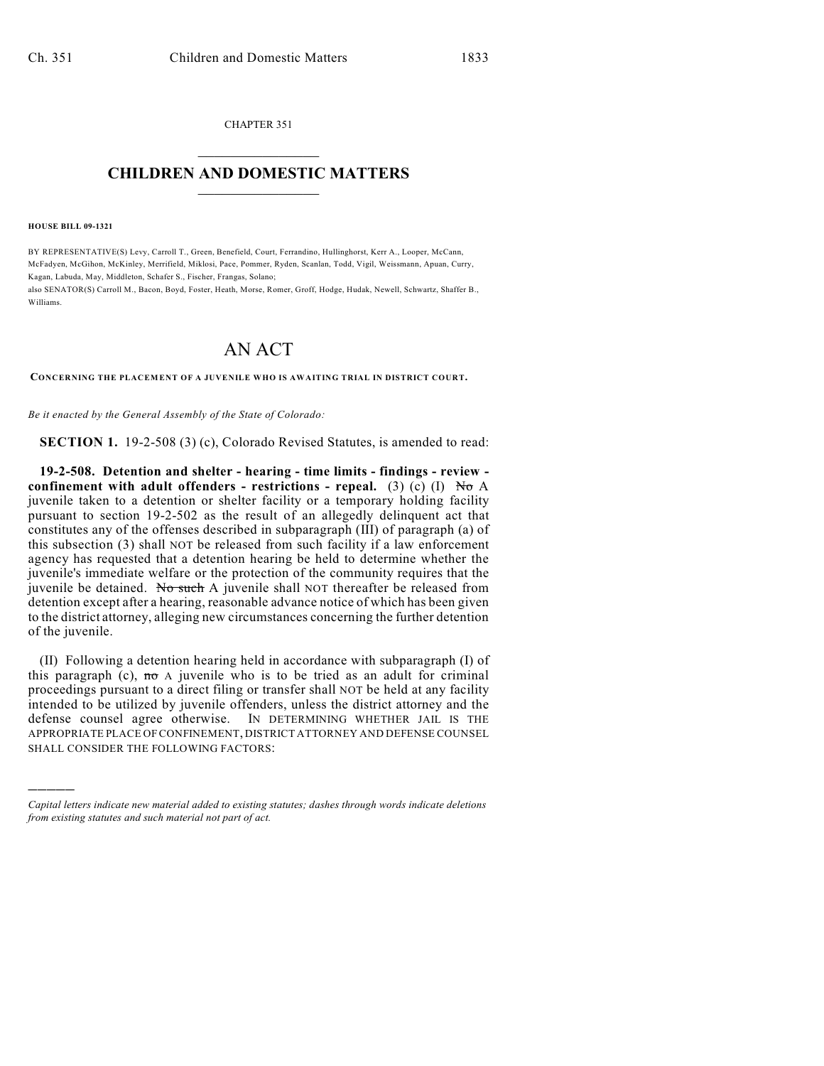CHAPTER 351

# CHILDREN AND DOMESTIC MATTERS

**HOUSE BILL 09-1321**

BY REPRESENTATIVE(S) Levy, Carroll T., Green, Benefield, Court, Ferrandino, Hullinghorst, Kerr A., Looper, McCann, McFadyen, McGihon, McKinley, Merrifield, Miklosi, Pace, Pommer, Ryden, Scanlan, Todd, Vigil, Weissmann, Apuan, Curry, Kagan, Labuda, May, Middleton, Schafer S., Fischer, Frangas, Solano;
also SENATOR(S) Carroll M., Bacon, Boyd, Foster, Heath, Morse, Romer, Groff, Hodge, Hudak, Newell, Schwartz, Shaffer B., Williams.

# AN ACT

**CONCERNING THE PLACEMENT OF A JUVENILE WHO IS AWAITING TRIAL IN DISTRICT COURT.**

*Be it enacted by the General Assembly of the State of Colorado:*

**SECTION 1.** 19-2-508 (3) (c), Colorado Revised Statutes, is amended to read:

**19-2-508. Detention and shelter - hearing - time limits - findings - review - confinement with adult offenders - restrictions - repeal.** (3) (c) (I) ~~No~~ A juvenile taken to a detention or shelter facility or a temporary holding facility pursuant to section 19-2-502 as the result of an allegedly delinquent act that constitutes any of the offenses described in subparagraph (III) of paragraph (a) of this subsection (3) shall NOT be released from such facility if a law enforcement agency has requested that a detention hearing be held to determine whether the juvenile's immediate welfare or the protection of the community requires that the juvenile be detained. ~~No such~~ A juvenile shall NOT thereafter be released from detention except after a hearing, reasonable advance notice of which has been given to the district attorney, alleging new circumstances concerning the further detention of the juvenile.

(II) Following a detention hearing held in accordance with subparagraph (I) of this paragraph (c), ~~no~~ A juvenile who is to be tried as an adult for criminal proceedings pursuant to a direct filing or transfer shall NOT be held at any facility intended to be utilized by juvenile offenders, unless the district attorney and the defense counsel agree otherwise. IN DETERMINING WHETHER JAIL IS THE APPROPRIATE PLACE OF CONFINEMENT, DISTRICT ATTORNEY AND DEFENSE COUNSEL SHALL CONSIDER THE FOLLOWING FACTORS:

---

*Capital letters indicate new material added to existing statutes; dashes through words indicate deletions from existing statutes and such material not part of act.*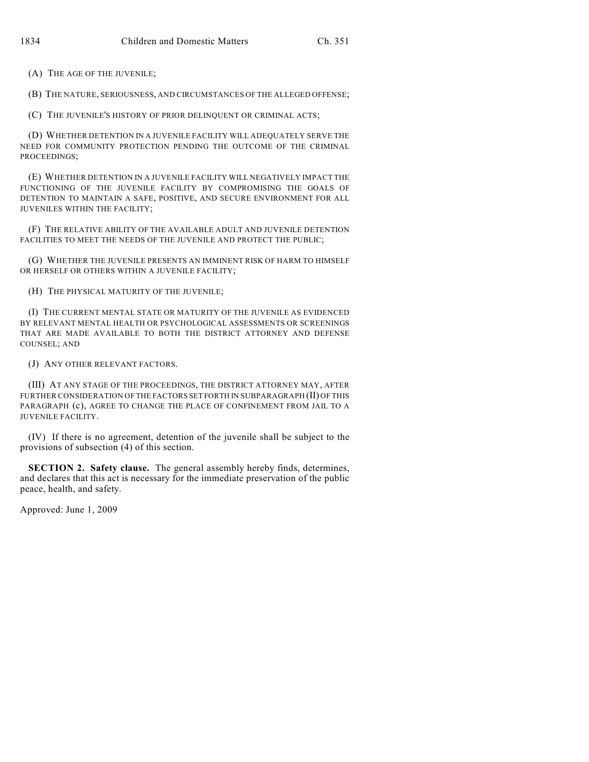(A) THE AGE OF THE JUVENILE;

(B) THE NATURE, SERIOUSNESS, AND CIRCUMSTANCES OF THE ALLEGED OFFENSE;

(C) THE JUVENILE'S HISTORY OF PRIOR DELINQUENT OR CRIMINAL ACTS;

(D) WHETHER DETENTION IN A JUVENILE FACILITY WILL ADEQUATELY SERVE THE NEED FOR COMMUNITY PROTECTION PENDING THE OUTCOME OF THE CRIMINAL PROCEEDINGS;

(E) WHETHER DETENTION IN A JUVENILE FACILITY WILL NEGATIVELY IMPACT THE FUNCTIONING OF THE JUVENILE FACILITY BY COMPROMISING THE GOALS OF DETENTION TO MAINTAIN A SAFE, POSITIVE, AND SECURE ENVIRONMENT FOR ALL JUVENILES WITHIN THE FACILITY;

(F) THE RELATIVE ABILITY OF THE AVAILABLE ADULT AND JUVENILE DETENTION FACILITIES TO MEET THE NEEDS OF THE JUVENILE AND PROTECT THE PUBLIC;

(G) WHETHER THE JUVENILE PRESENTS AN IMMINENT RISK OF HARM TO HIMSELF OR HERSELF OR OTHERS WITHIN A JUVENILE FACILITY;

(H) THE PHYSICAL MATURITY OF THE JUVENILE;

(I) THE CURRENT MENTAL STATE OR MATURITY OF THE JUVENILE AS EVIDENCED BY RELEVANT MENTAL HEALTH OR PSYCHOLOGICAL ASSESSMENTS OR SCREENINGS THAT ARE MADE AVAILABLE TO BOTH THE DISTRICT ATTORNEY AND DEFENSE COUNSEL; AND

(J) ANY OTHER RELEVANT FACTORS.

(III) AT ANY STAGE OF THE PROCEEDINGS, THE DISTRICT ATTORNEY MAY, AFTER FURTHER CONSIDERATION OF THE FACTORS SET FORTH IN SUBPARAGRAPH (II) OF THIS PARAGRAPH (c), AGREE TO CHANGE THE PLACE OF CONFINEMENT FROM JAIL TO A JUVENILE FACILITY.

(IV) If there is no agreement, detention of the juvenile shall be subject to the provisions of subsection (4) of this section.

**SECTION 2. Safety clause.** The general assembly hereby finds, determines, and declares that this act is necessary for the immediate preservation of the public peace, health, and safety.

Approved: June 1, 2009